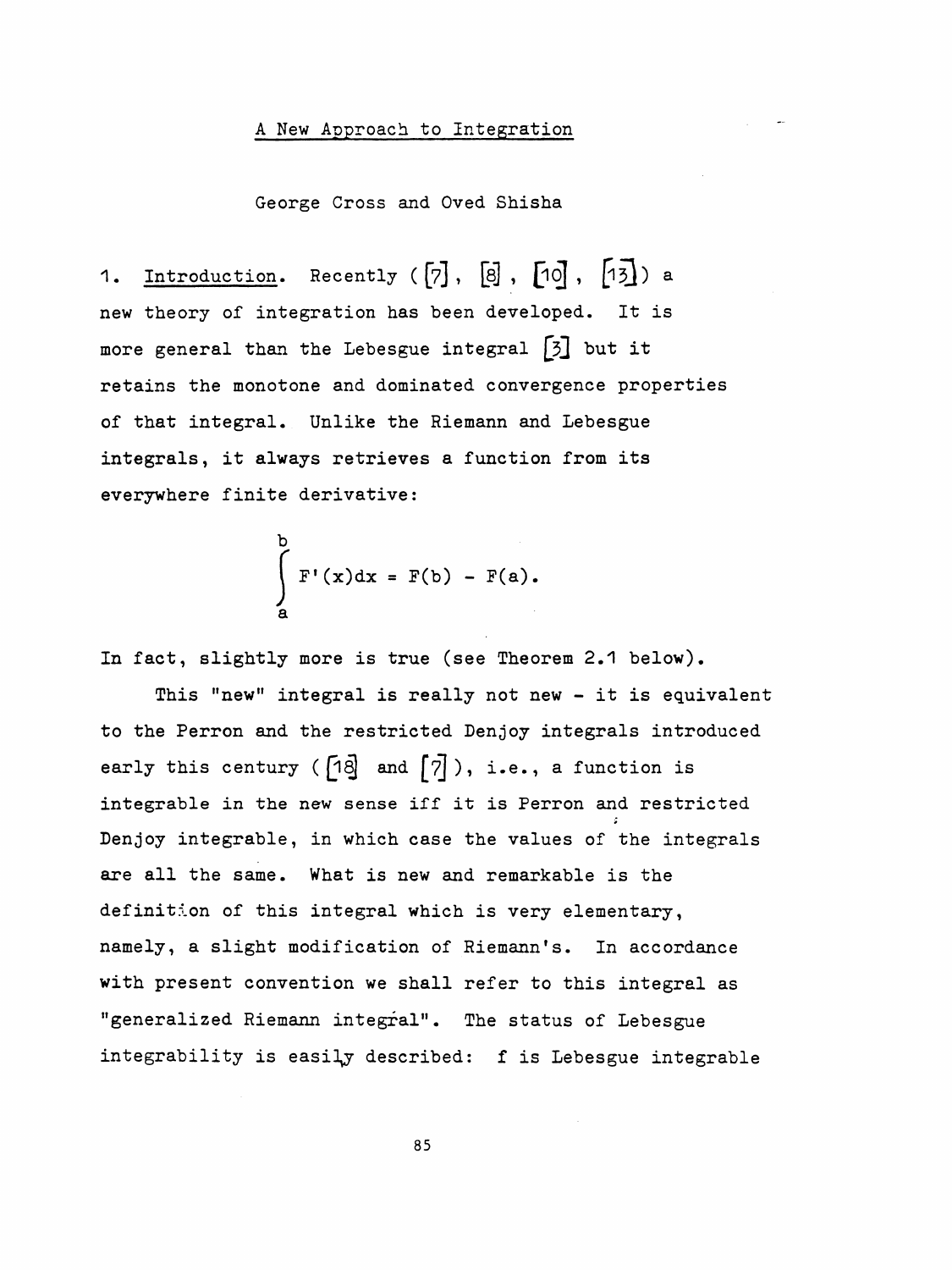# A New Approach to Integration

George Cross and Oved Shisha

1. Introduction. Recently ([7], [8], [10], [13]) a new theory of integration has been developed. It is more general than the Lebesgue integral [3] but it retains the monotone and dominated convergence properties of that integral. Unlike the Riemann and Lebesgue integrals, it always retrieves a function from its everywhere finite derivative:

$$\int_a^b F'(x)dx = F(b) - F(a).$$

In fact, slightly more is true (see Theorem 2.1 below).

This "new" integral is really not new - it is equivalent to the Perron and the restricted Denjoy integrals introduced early this century ([18] and [7]), i.e., a function is integrable in the new sense iff it is Perron and restricted Denjoy integrable, in which case the values of the integrals are all the same. What is new and remarkable is the definition of this integral which is very elementary, namely, a slight modification of Riemann's. In accordance with present convention we shall refer to this integral as "generalized Riemann integral". The status of Lebesgue integrability is easily described: f is Lebesgue integrable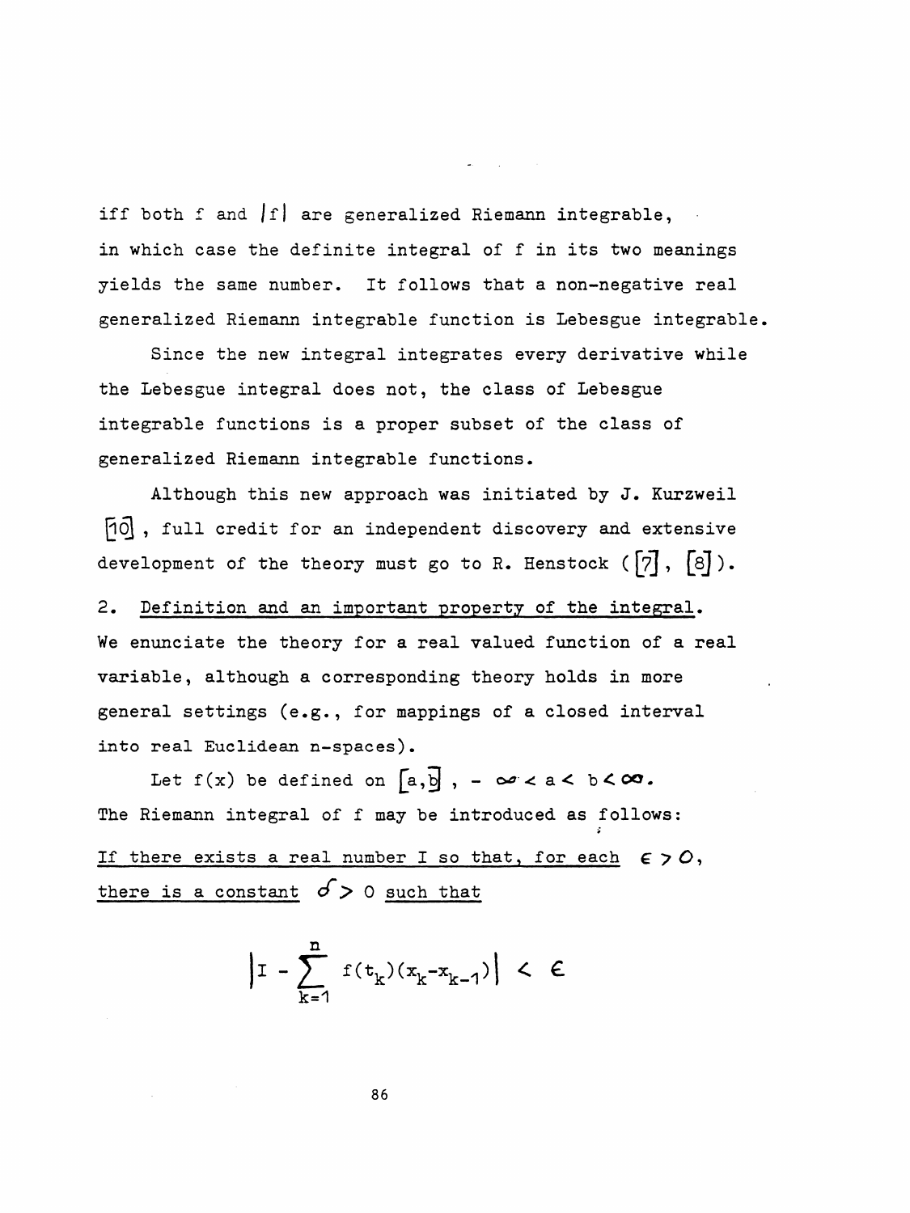iff both f and $|f|$ are generalized Riemann integrable, in which case the definite integral of f in its two meanings yields the same number. It follows that a non-negative real generalized Riemann integrable function is Lebesgue integrable.

Since the new integral integrates every derivative while the Lebesgue integral does not, the class of Lebesgue integrable functions is a proper subset of the class of generalized Riemann integrable functions.

Although this new approach was initiated by J. Kurzweil [10], full credit for an independent discovery and extensive development of the theory must go to R. Henstock ([7], [8]).

## 2. Definition and an important property of the integral.

We enunciate the theory for a real valued function of a real variable, although a corresponding theory holds in more general settings (e.g., for mappings of a closed interval into real Euclidean n-spaces).

Let $f(x)$ be defined on $[a,b]$, $-\infty < a < b < \infty$. The Riemann integral of f may be introduced as follows:

If there exists a real number I so that, for each $\epsilon > 0$, there is a constant $\delta > 0$ such that

$$\left| I - \sum_{k=1}^{n} f(t_k)(x_k - x_{k-1}) \right| < \epsilon$$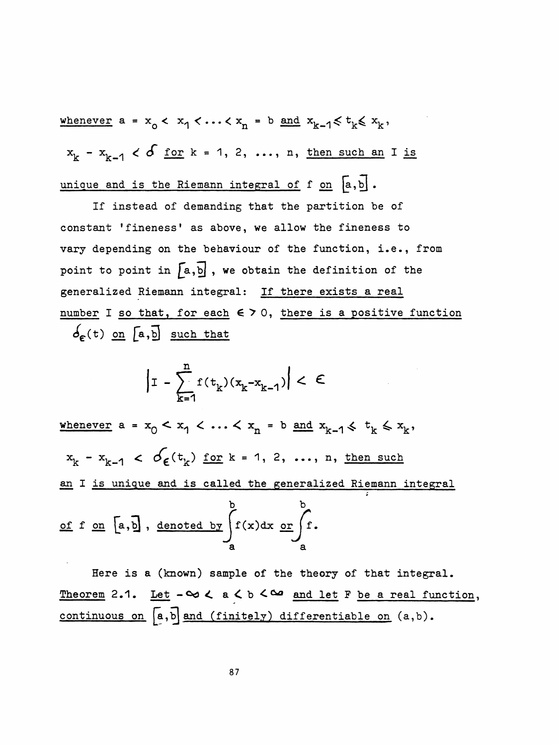*whenever* $a = x_0 < x_1 < \ldots < x_n = b$ *and* $x_{k-1} \leqslant t_k \leqslant x_k$, $x_k - x_{k-1} < \delta$ *for* $k = 1, 2, \ldots, n$, *then such an* $I$ *is unique and is the Riemann integral of* $f$ *on* $[a,b]$.

If instead of demanding that the partition be of constant 'fineness' as above, we allow the fineness to vary depending on the behaviour of the function, i.e., from point to point in $[a,b]$, we obtain the definition of the generalized Riemann integral: *If there exists a real number* $I$ *so that, for each* $\epsilon > 0$, *there is a positive function* $\delta_\epsilon(t)$ *on* $[a,b]$ *such that*

$$\left| I - \sum_{k=1}^{n} f(t_k)(x_k - x_{k-1}) \right| < \epsilon$$

*whenever* $a = x_0 < x_1 < \ldots < x_n = b$ *and* $x_{k-1} \leqslant t_k \leqslant x_k$, $x_k - x_{k-1} < \delta_\epsilon(t_k)$ *for* $k = 1, 2, \ldots, n$, *then such an* $I$ *is unique and is called the generalized Riemann integral of* $f$ *on* $[a,b]$, *denoted by* $\int_a^b f(x)dx$ *or* $\int_a^b f$.

Here is a (known) sample of the theory of that integral.

*Theorem 2.1. Let* $-\infty < a < b < \infty$ *and let* $F$ *be a real function, continuous on* $[a,b]$ *and (finitely) differentiable on* $(a,b)$.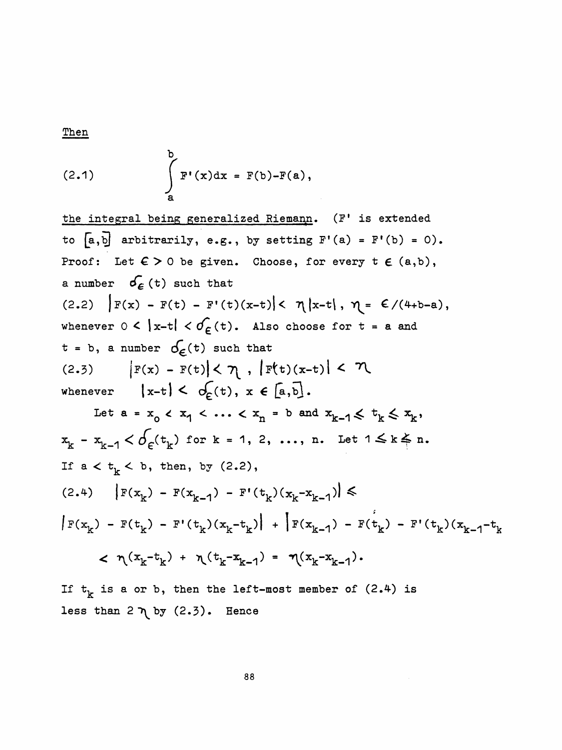Then

$$(2.1) \qquad \int_a^b F'(x)dx = F(b)-F(a),$$

<u>the integral being generalized Riemann</u>. ($F'$ is extended to $[a,b]$ arbitrarily, e.g., by setting $F'(a) = F'(b) = 0$).

Proof: Let $\epsilon > 0$ be given. Choose, for every $t \in (a,b)$, a number $\delta_\epsilon(t)$ such that

$$(2.2) \quad |F(x) - F(t) - F'(t)(x-t)| < \eta|x-t|, \; \eta = \epsilon/(4+b-a),$$

whenever $0 < |x-t| < \delta_\epsilon(t)$. Also choose for $t = a$ and $t = b$, a number $\delta_\epsilon(t)$ such that

$$(2.3) \quad |F(x) - F(t)| < \eta \, , \; |F'(t)(x-t)| < \eta$$

whenever $|x-t| < \delta_\epsilon(t)$, $x \in [a,b]$.

Let $a = x_0 < x_1 < \ldots < x_n = b$ and $x_{k-1} \leq t_k \leq x_k$, $x_k - x_{k-1} < \delta_\epsilon(t_k)$ for $k = 1, 2, \ldots, n$. Let $1 \leq k \leq n$. If $a < t_k < b$, then, by (2.2),

$$(2.4) \quad |F(x_k) - F(x_{k-1}) - F'(t_k)(x_k-x_{k-1})| \leq$$

$$|F(x_k) - F(t_k) - F'(t_k)(x_k-t_k)| + |F(x_{k-1}) - F(t_k) - F'(t_k)(x_{k-1}-t_k)|$$

$$< \eta(x_k-t_k) + \eta(t_k-x_{k-1}) = \eta(x_k-x_{k-1}).$$

If $t_k$ is $a$ or $b$, then the left-most member of (2.4) is less than $2\eta$ by (2.3). Hence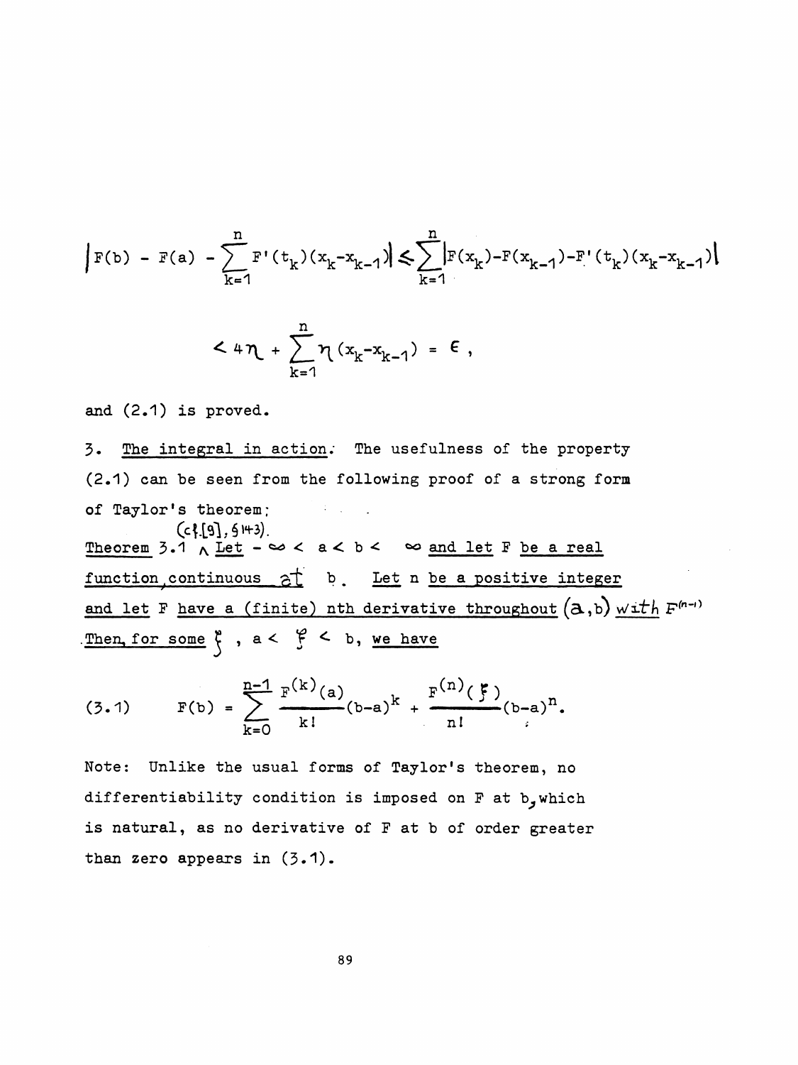$$\left|F(b) - F(a) - \sum_{k=1}^{n} F'(t_k)(x_k - x_{k-1})\right| \leq \sum_{k=1}^{n} \left|F(x_k) - F(x_{k-1}) - F'(t_k)(x_k - x_{k-1})\right|$$

$$< 4\eta + \sum_{k=1}^{n} \eta (x_k - x_{k-1}) = \epsilon,$$

and (2.1) is proved.

3. <u>The integral in action</u>. The usefulness of the property (2.1) can be seen from the following proof of a strong form of Taylor's theorem:

<u>Theorem 3.1</u> (cf. [9], §143). <u>Let</u> $-\infty < a < b < \infty$ <u>and let</u> $F$ <u>be a real function, continuous at</u> $b$. <u>Let</u> $n$ <u>be a positive integer and let</u> $F$ <u>have a (finite) nth derivative throughout</u> $(a, b)$ <u>with</u> $F^{(n-1)}$ <u>Then, for some</u> $\xi$, $a < \xi < b$, <u>we have</u>

$$F(b) = \sum_{k=0}^{n-1} \frac{F^{(k)}(a)}{k!}(b-a)^k + \frac{F^{(n)}(\xi)}{n!}(b-a)^n. \tag{3.1}$$

Note: Unlike the usual forms of Taylor's theorem, no differentiability condition is imposed on $F$ at $b$, which is natural, as no derivative of $F$ at $b$ of order greater than zero appears in (3.1).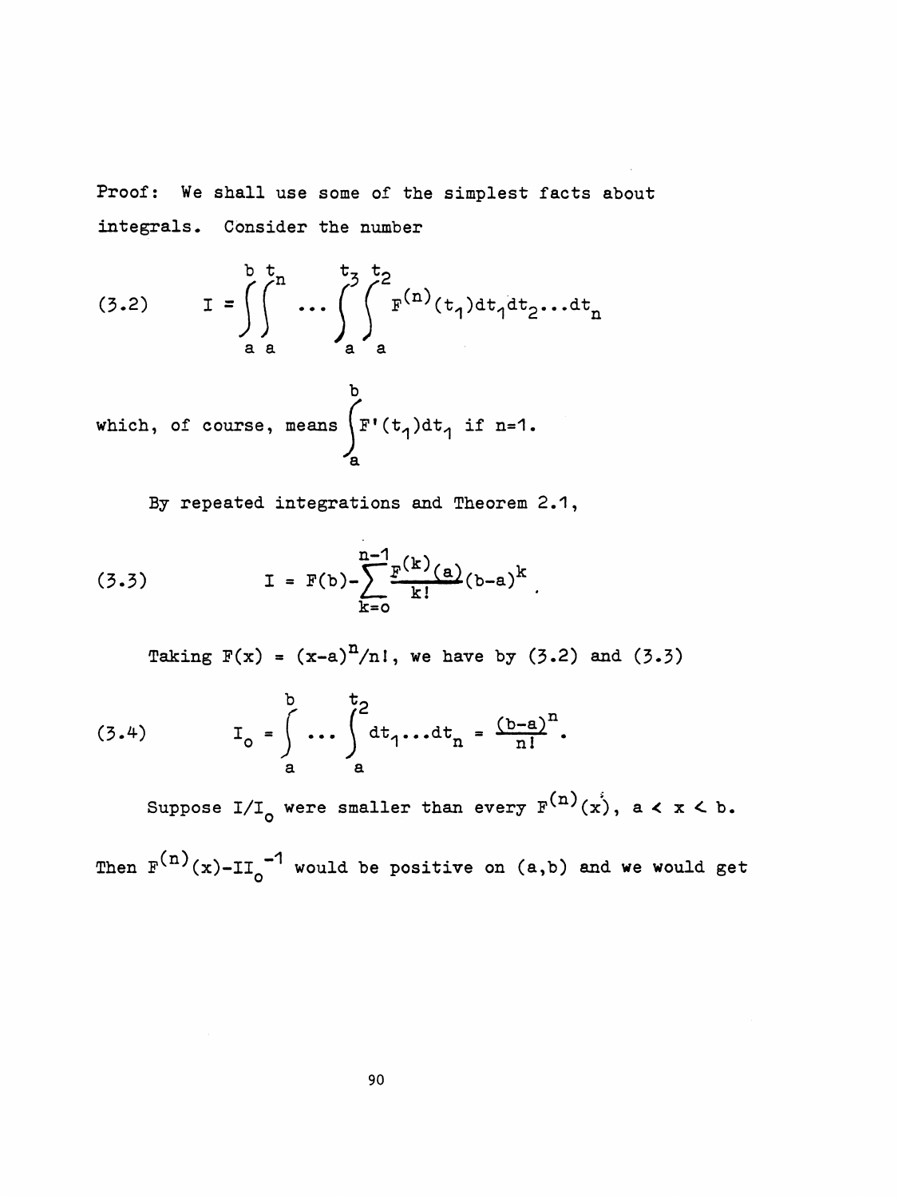Proof: We shall use some of the simplest facts about integrals. Consider the number

$$(3.2) \qquad I = \int_a^b \int_a^{t_n} \cdots \int_a^{t_3} \int_a^{t_2} F^{(n)}(t_1)\,dt_1 dt_2 \ldots dt_n$$

which, of course, means $\int_a^b F'(t_1)dt_1$ if $n=1$.

By repeated integrations and Theorem 2.1,

$$(3.3) \qquad I = F(b) - \sum_{k=0}^{n-1} \frac{F^{(k)}(a)}{k!}(b-a)^k .$$

Taking $F(x) = (x-a)^n/n!$, we have by (3.2) and (3.3)

$$(3.4) \qquad I_0 = \int_a^b \cdots \int_a^{t_2} dt_1 \ldots dt_n = \frac{(b-a)^n}{n!}.$$

Suppose $I/I_0$ were smaller than every $F^{(n)}(x)$, $a < x < b$. Then $F^{(n)}(x) - II_0^{-1}$ would be positive on $(a,b)$ and we would get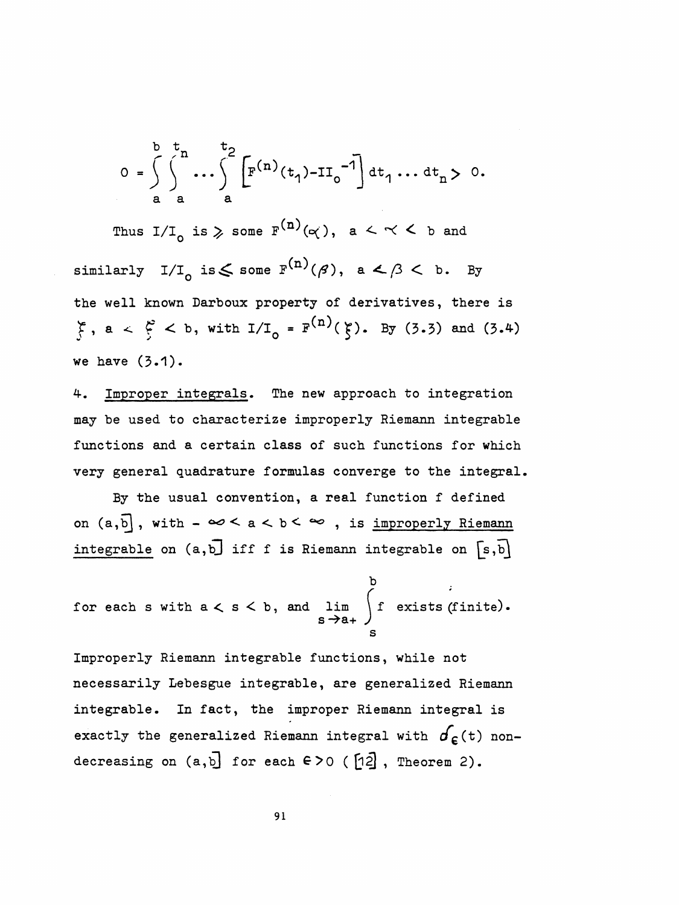$$0 = \int_a^b \int_a^{t_n} \cdots \int_a^{t_2} \left[ F^{(n)}(t_1) - II_0^{-1} \right] dt_1 \ldots dt_n > 0.$$

Thus $I/I_0$ is $\geqslant$ some $F^{(n)}(\alpha)$, $a < \alpha < b$ and similarly $I/I_0$ is $\leqslant$ some $F^{(n)}(\beta)$, $a < \beta < b$. By the well known Darboux property of derivatives, there is $\xi$, $a < \xi < b$, with $I/I_0 = F^{(n)}(\xi)$. By (3.3) and (3.4) we have (3.1).

4. Improper integrals. The new approach to integration may be used to characterize improperly Riemann integrable functions and a certain class of such functions for which very general quadrature formulas converge to the integral.

By the usual convention, a real function f defined on $(a,b]$, with $-\infty < a < b < \infty$, is improperly Riemann integrable on $(a,b]$ iff f is Riemann integrable on $[s,b]$ for each s with $a < s < b$, and $\lim_{s \to a+} \int_s^b f$ exists (finite). Improperly Riemann integrable functions, while not necessarily Lebesgue integrable, are generalized Riemann integrable. In fact, the improper Riemann integral is exactly the generalized Riemann integral with $\delta_\epsilon(t)$ non-decreasing on $(a,b]$ for each $\epsilon > 0$ ([12], Theorem 2).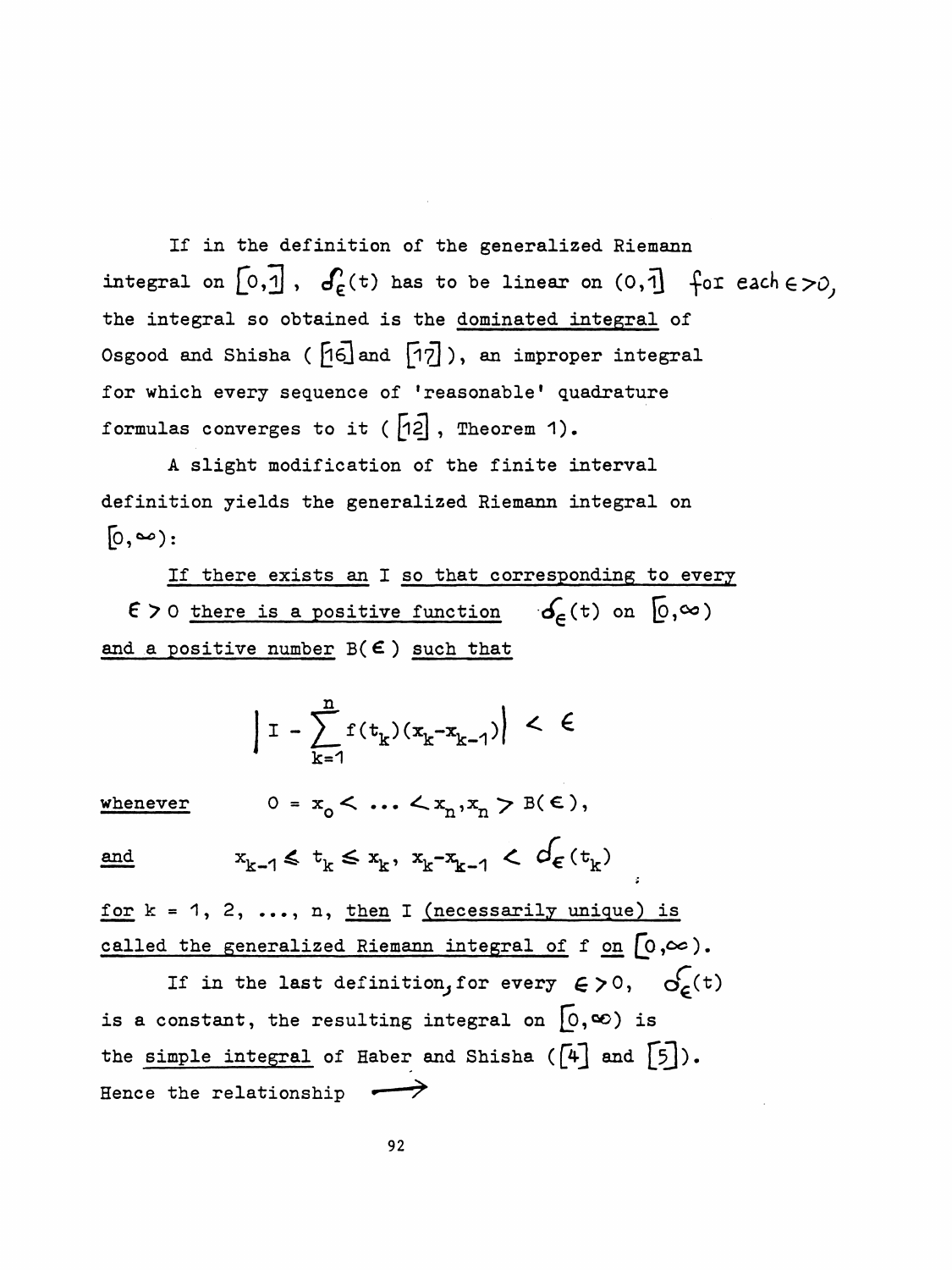If in the definition of the generalized Riemann integral on $[0,1]$, $\delta_\epsilon(t)$ has to be linear on $(0,1]$ for each $\epsilon>0$, the integral so obtained is the dominated integral of Osgood and Shisha ( [16] and [17] ), an improper integral for which every sequence of 'reasonable' quadrature formulas converges to it ( [12], Theorem 1).

A slight modification of the finite interval definition yields the generalized Riemann integral on $[0,\infty)$:

If there exists an I so that corresponding to every $\epsilon > 0$ there is a positive function $\delta_\epsilon(t)$ on $[0,\infty)$ and a positive number $B(\epsilon)$ such that

$$\left| I - \sum_{k=1}^{n} f(t_k)(x_k - x_{k-1}) \right| < \epsilon$$

whenever $\quad 0 = x_0 < \ldots < x_n, x_n > B(\epsilon),$

and $\quad x_{k-1} \leq t_k \leq x_k, \; x_k - x_{k-1} < \delta_\epsilon(t_k)$

for $k = 1, 2, \ldots, n$, then I (necessarily unique) is called the generalized Riemann integral of f on $[0,\infty)$.

If in the last definition, for every $\epsilon > 0$, $\delta_\epsilon(t)$ is a constant, the resulting integral on $[0,\infty)$ is the simple integral of Haber and Shisha ([4] and [5]). Hence the relationship $\longrightarrow$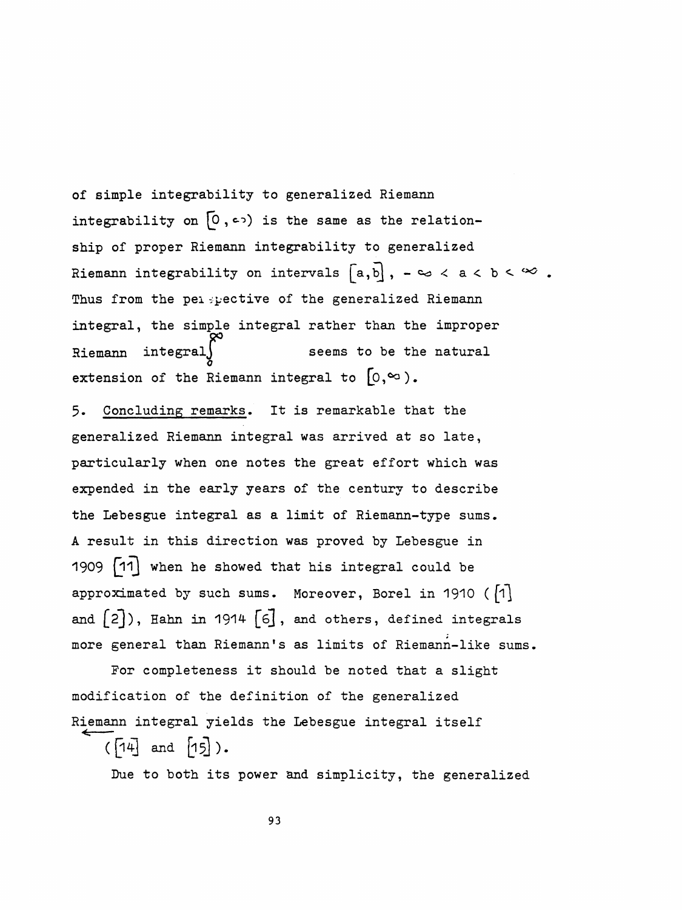of simple integrability to generalized Riemann integrability on $[0, \infty)$ is the same as the relationship of proper Riemann integrability to generalized Riemann integrability on intervals $[a, b]$, $-\infty < a < b < \infty$. Thus from the perspective of the generalized Riemann integral, the simple integral rather than the improper Riemann integral $\int_0^\infty$ seems to be the natural extension of the Riemann integral to $[0, \infty)$.

5. Concluding remarks. It is remarkable that the generalized Riemann integral was arrived at so late, particularly when one notes the great effort which was expended in the early years of the century to describe the Lebesgue integral as a limit of Riemann-type sums. A result in this direction was proved by Lebesgue in 1909 [11] when he showed that his integral could be approximated by such sums. Moreover, Borel in 1910 ([1] and [2]), Hahn in 1914 [6], and others, defined integrals more general than Riemann's as limits of Riemann-like sums.

For completeness it should be noted that a slight modification of the definition of the generalized Riemann integral yields the Lebesgue integral itself ([14] and [15]).

Due to both its power and simplicity, the generalized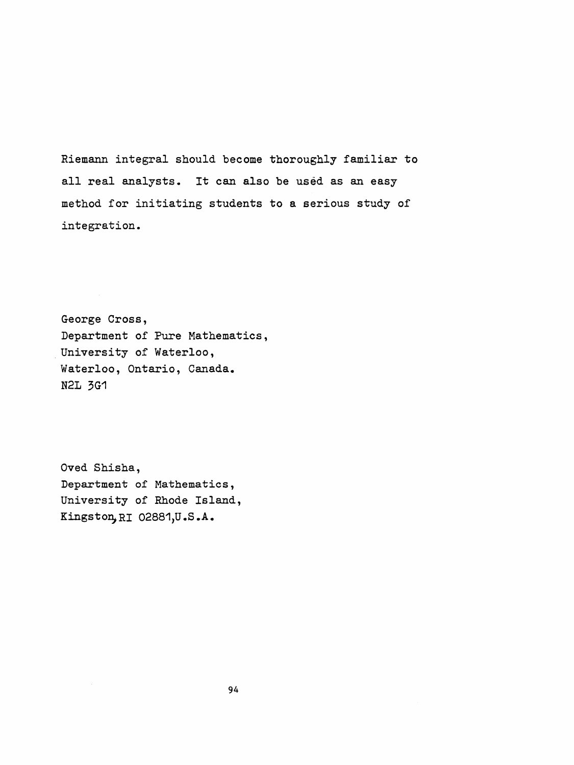Riemann integral should become thoroughly familiar to all real analysts. It can also be used as an easy method for initiating students to a serious study of integration.

George Cross,  
Department of Pure Mathematics,  
University of Waterloo,  
Waterloo, Ontario, Canada.  
N2L 3G1

Oved Shisha,  
Department of Mathematics,  
University of Rhode Island,  
Kingston, RI 02881, U.S.A.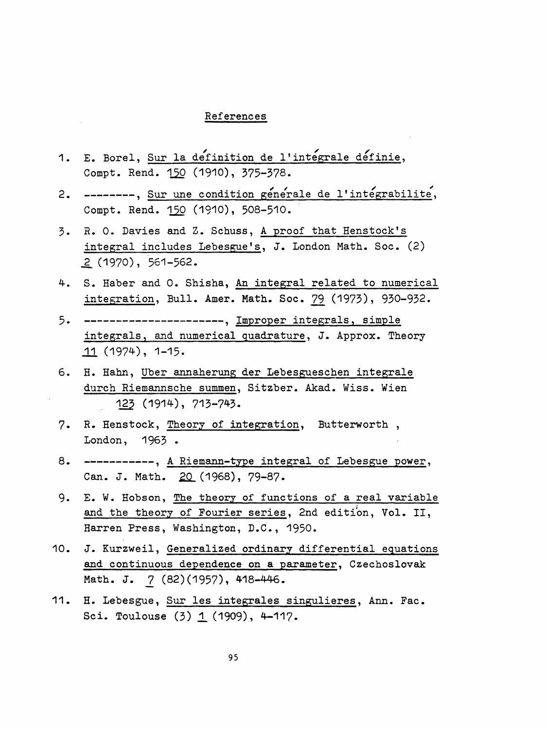## References

1. E. Borel, Sur la définition de l'intégrale définie, Compt. Rend. 150 (1910), 375-378.
2. --------, Sur une condition générale de l'intégrabilité, Compt. Rend. 150 (1910), 508-510.
3. R. O. Davies and Z. Schuss, A proof that Henstock's integral includes Lebesgue's, J. London Math. Soc. (2) 2 (1970), 561-562.
4. S. Haber and O. Shisha, An integral related to numerical integration, Bull. Amer. Math. Soc. 79 (1973), 930-932.
5. ----------------------, Improper integrals, simple integrals, and numerical quadrature, J. Approx. Theory 11 (1974), 1-15.
6. H. Hahn, Uber annaherung der Lebesgueschen integrale durch Riemannsche summen, Sitzber. Akad. Wiss. Wien 123 (1914), 713-743.
7. R. Henstock, Theory of integration, Butterworth , London, 1963 .
8. -----------, A Riemann-type integral of Lebesgue power, Can. J. Math. 20 (1968), 79-87.
9. E. W. Hobson, The theory of functions of a real variable and the theory of Fourier series, 2nd edition, Vol. II, Harren Press, Washington, D.C., 1950.
10. J. Kurzweil, Generalized ordinary differential equations and continuous dependence on a parameter, Czechoslovak Math. J. 7 (82)(1957), 418-446.
11. H. Lebesgue, Sur les integrales singulieres, Ann. Fac. Sci. Toulouse (3) 1 (1909), 4-117.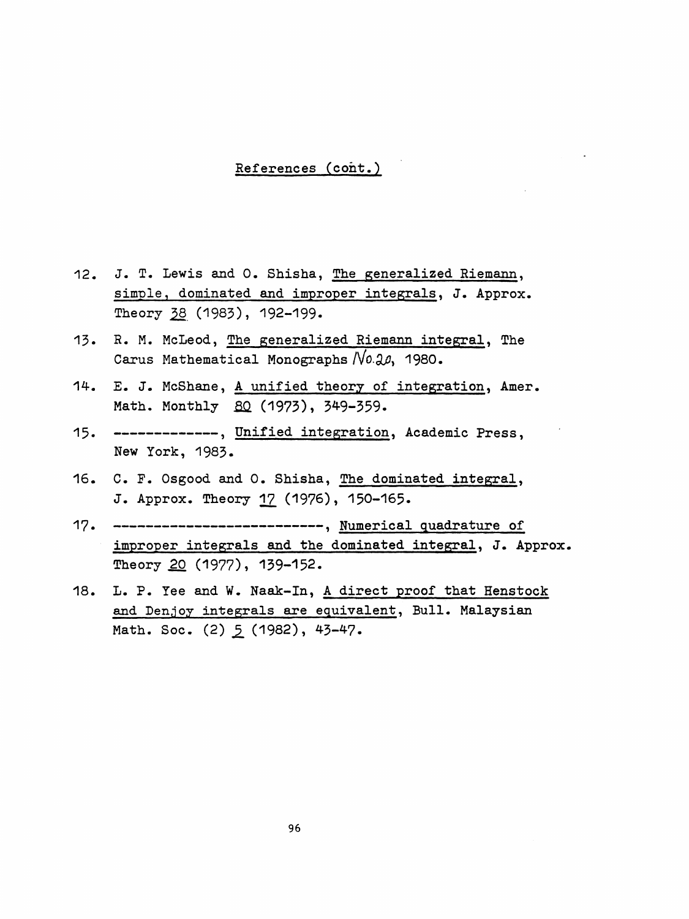## References (cont.)

12. J. T. Lewis and O. Shisha, The generalized Riemann, simple, dominated and improper integrals, J. Approx. Theory 38 (1983), 192-199.

13. R. M. McLeod, The generalized Riemann integral, The Carus Mathematical Monographs No.20, 1980.

14. E. J. McShane, A unified theory of integration, Amer. Math. Monthly 80 (1973), 349-359.

15. -------------, Unified integration, Academic Press, New York, 1983.

16. C. F. Osgood and O. Shisha, The dominated integral, J. Approx. Theory 17 (1976), 150-165.

17. --------------------------, Numerical quadrature of improper integrals and the dominated integral, J. Approx. Theory 20 (1977), 139-152.

18. L. P. Yee and W. Naak-In, A direct proof that Henstock and Denjoy integrals are equivalent, Bull. Malaysian Math. Soc. (2) 5 (1982), 43-47.